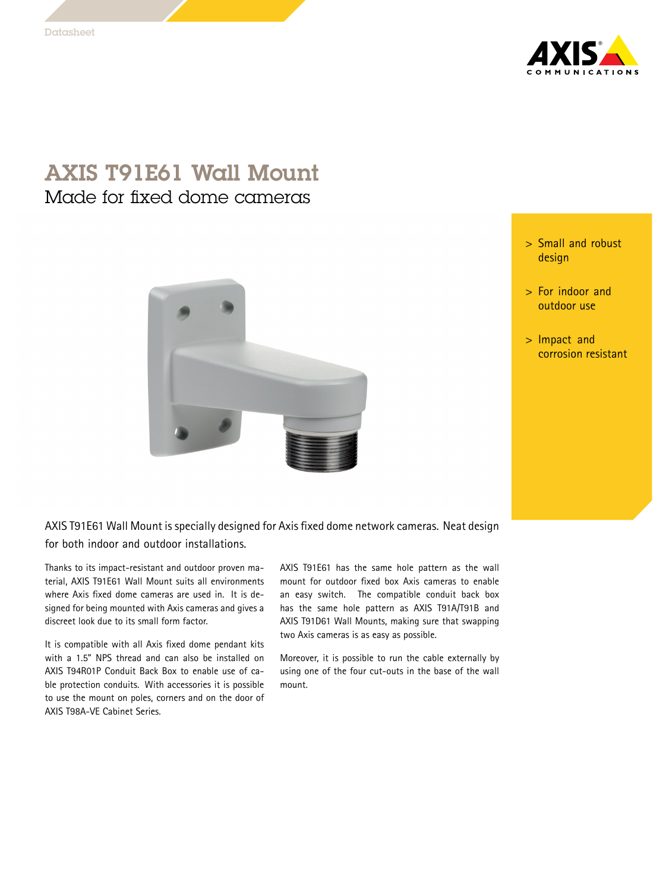Datasheet

# AXIS T91E61 Wall Mount

## Made for fixed dome cameras

- Small and robust design
- For indoor and outdoor use
- Impact and corrosion resistant

AXIS T91E61 Wall Mount is specially designed for Axis fixed dome network cameras. Neat design for both indoor and outdoor installations.

Thanks to its impact-resistant and outdoor proven material, AXIS T91E61 Wall Mount suits all environments where Axis fixed dome cameras are used in. It is designed for being mounted with Axis cameras and gives a discreet look due to its small form factor.

It is compatible with all Axis fixed dome pendant kits with a 1.5" NPS thread and can also be installed on AXIS T94R01P Conduit Back Box to enable use of cable protection conduits. With accessories it is possible to use the mount on poles, corners and on the door of AXIS T98A-VE Cabinet Series.

AXIS T91E61 has the same hole pattern as the wall mount for outdoor fixed box Axis cameras to enable an easy switch. The compatible conduit back box has the same hole pattern as AXIS T91A/T91B and AXIS T91D61 Wall Mounts, making sure that swapping two Axis cameras is as easy as possible.

Moreover, it is possible to run the cable externally by using one of the four cut-outs in the base of the wall mount.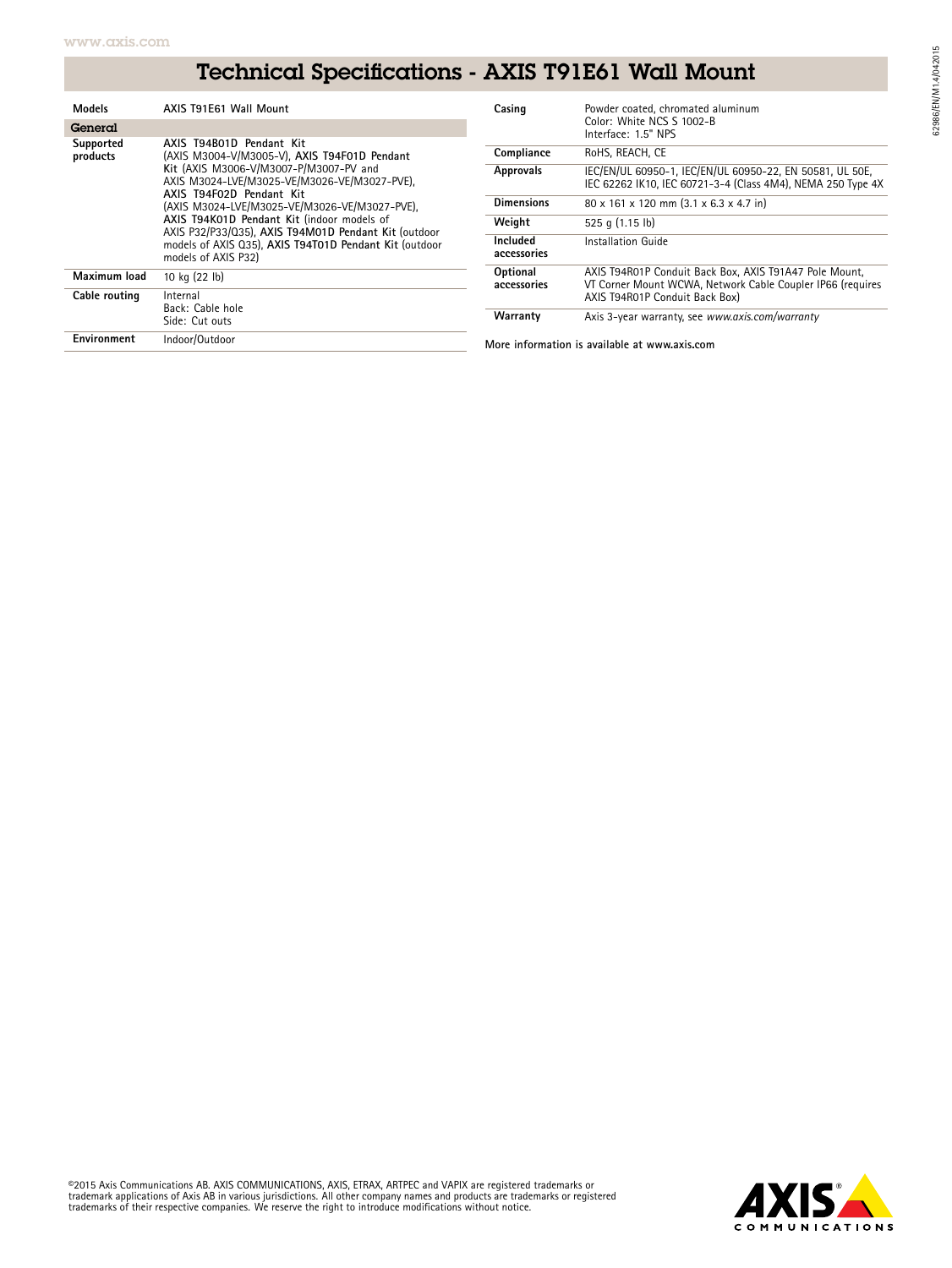# Technical Specifications - AXIS T91E61 Wall Mount

| | |
|---|---|
| **Models** | AXIS T91E61 Wall Mount |
| **General** | |
| **Supported products** | **AXIS T94B01D Pendant Kit** (AXIS M3004-V/M3005-V), **AXIS T94F01D Pendant Kit** (AXIS M3006-V/M3007-P/M3007-PV and AXIS M3024-LVE/M3025-VE/M3026-VE/M3027-PVE), **AXIS T94F02D Pendant Kit** (AXIS M3024-LVE/M3025-VE/M3026-VE/M3027-PVE), **AXIS T94K01D Pendant Kit** (indoor models of AXIS P32/P33/Q35), **AXIS T94M01D Pendant Kit** (outdoor models of AXIS Q35), **AXIS T94T01D Pendant Kit** (outdoor models of AXIS P32) |
| **Maximum load** | 10 kg (22 lb) |
| **Cable routing** | Internal<br>Back: Cable hole<br>Side: Cut outs |
| **Environment** | Indoor/Outdoor |
| **Casing** | Powder coated, chromated aluminum<br>Color: White NCS S 1002-B<br>Interface: 1.5" NPS |
| **Compliance** | RoHS, REACH, CE |
| **Approvals** | IEC/EN/UL 60950-1, IEC/EN/UL 60950-22, EN 50581, UL 50E, IEC 62262 IK10, IEC 60721-3-4 (Class 4M4), NEMA 250 Type 4X |
| **Dimensions** | 80 x 161 x 120 mm (3.1 x 6.3 x 4.7 in) |
| **Weight** | 525 g (1.15 lb) |
| **Included accessories** | Installation Guide |
| **Optional accessories** | AXIS T94R01P Conduit Back Box, AXIS T91A47 Pole Mount, VT Corner Mount WCWA, Network Cable Coupler IP66 (requires AXIS T94R01P Conduit Back Box) |
| **Warranty** | Axis 3-year warranty, see *www.axis.com/warranty* |

More information is available at www.axis.com

©2015 Axis Communications AB. AXIS COMMUNICATIONS, AXIS, ETRAX, ARTPEC and VAPIX are registered trademarks or trademark applications of Axis AB in various jurisdictions. All other company names and products are trademarks or registered trademarks of their respective companies. We reserve the right to introduce modifications without notice.

62986/EN/M1.4/042015